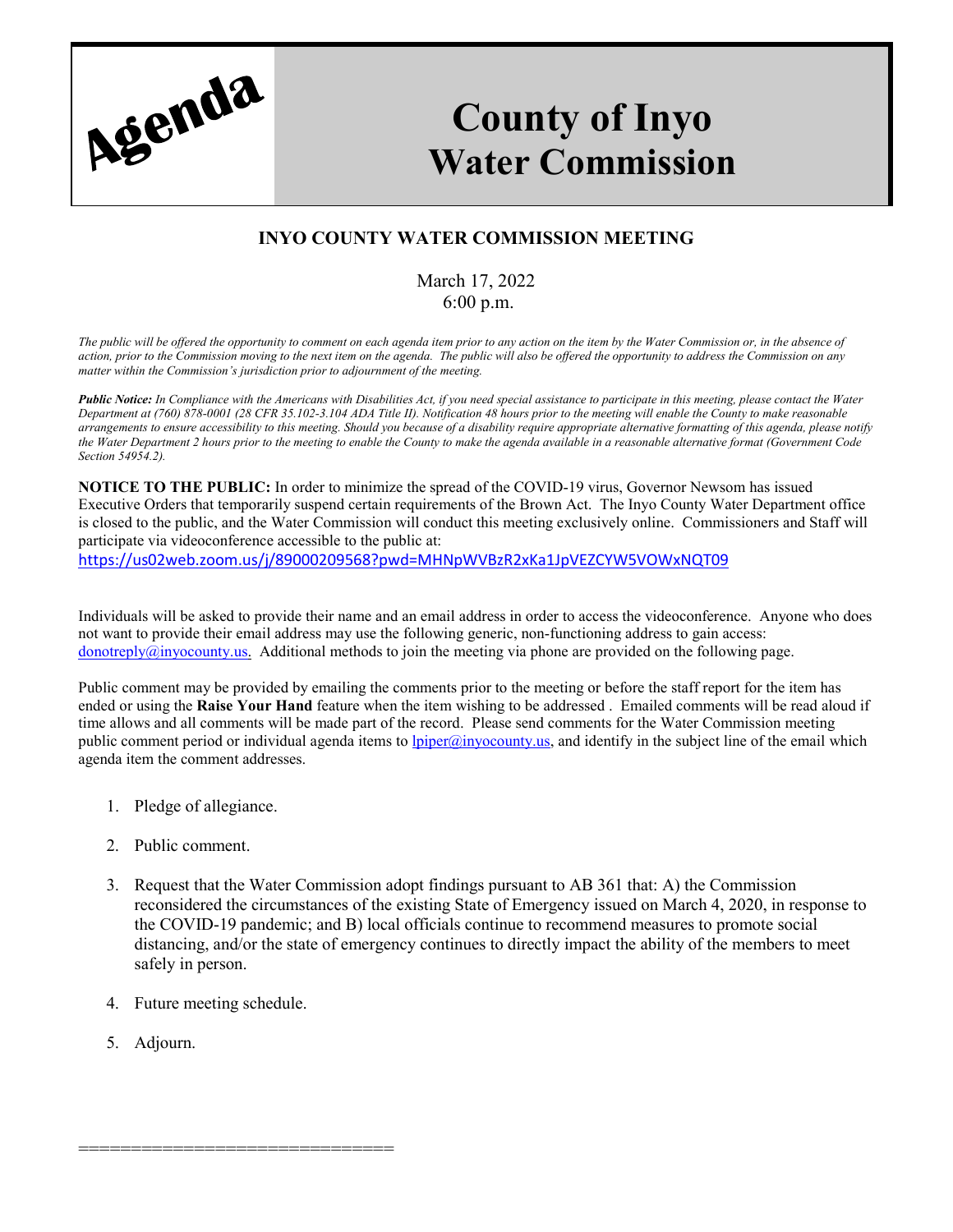Agenda

# County of Inyo Water Commission

## INYO COUNTY WATER COMMISSION MEETING

March 17, 2022
6:00 p.m.

*The public will be offered the opportunity to comment on each agenda item prior to any action on the item by the Water Commission or, in the absence of action, prior to the Commission moving to the next item on the agenda. The public will also be offered the opportunity to address the Commission on any matter within the Commission's jurisdiction prior to adjournment of the meeting.*

***Public Notice:*** *In Compliance with the Americans with Disabilities Act, if you need special assistance to participate in this meeting, please contact the Water Department at (760) 878-0001 (28 CFR 35.102-3.104 ADA Title II). Notification 48 hours prior to the meeting will enable the County to make reasonable arrangements to ensure accessibility to this meeting. Should you because of a disability require appropriate alternative formatting of this agenda, please notify the Water Department 2 hours prior to the meeting to enable the County to make the agenda available in a reasonable alternative format (Government Code Section 54954.2).*

**NOTICE TO THE PUBLIC:** In order to minimize the spread of the COVID-19 virus, Governor Newsom has issued Executive Orders that temporarily suspend certain requirements of the Brown Act. The Inyo County Water Department office is closed to the public, and the Water Commission will conduct this meeting exclusively online. Commissioners and Staff will participate via videoconference accessible to the public at:
https://us02web.zoom.us/j/89000209568?pwd=MHNpWVBzR2xKa1JpVEZCYW5VOWxNQT09

Individuals will be asked to provide their name and an email address in order to access the videoconference. Anyone who does not want to provide their email address may use the following generic, non-functioning address to gain access: donotreply@inyocounty.us. Additional methods to join the meeting via phone are provided on the following page.

Public comment may be provided by emailing the comments prior to the meeting or before the staff report for the item has ended or using the **Raise Your Hand** feature when the item wishing to be addressed . Emailed comments will be read aloud if time allows and all comments will be made part of the record. Please send comments for the Water Commission meeting public comment period or individual agenda items to lpiper@inyocounty.us, and identify in the subject line of the email which agenda item the comment addresses.

1. Pledge of allegiance.
2. Public comment.
3. Request that the Water Commission adopt findings pursuant to AB 361 that: A) the Commission reconsidered the circumstances of the existing State of Emergency issued on March 4, 2020, in response to the COVID-19 pandemic; and B) local officials continue to recommend measures to promote social distancing, and/or the state of emergency continues to directly impact the ability of the members to meet safely in person.
4. Future meeting schedule.
5. Adjourn.

==============================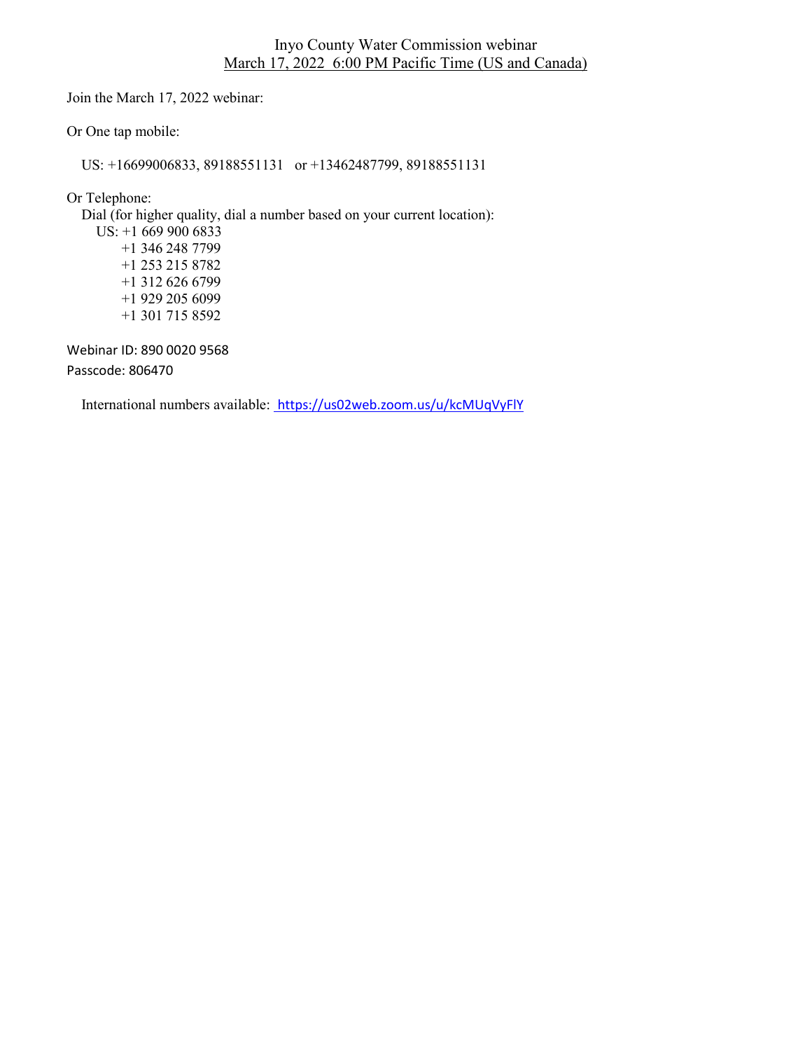Inyo County Water Commission webinar
March 17, 2022 6:00 PM Pacific Time (US and Canada)

Join the March 17, 2022 webinar:

Or One tap mobile:

US: +16699006833, 89188551131 or +13462487799, 89188551131

Or Telephone:

Dial (for higher quality, dial a number based on your current location):

US: +1 669 900 6833
+1 346 248 7799
+1 253 215 8782
+1 312 626 6799
+1 929 205 6099
+1 301 715 8592

Webinar ID: 890 0020 9568

Passcode: 806470

International numbers available: https://us02web.zoom.us/u/kcMUqVyFlY